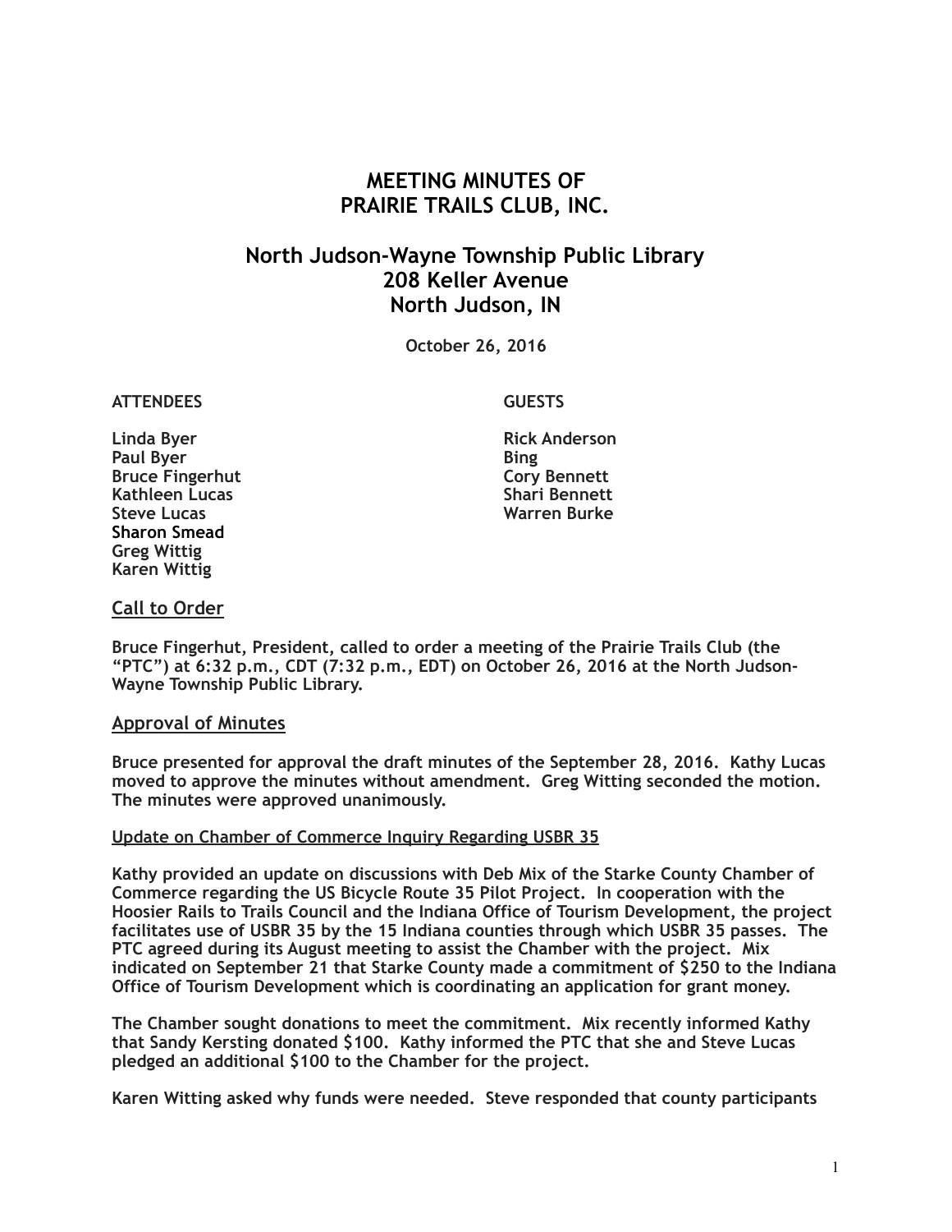# MEETING MINUTES OF
# PRAIRIE TRAILS CLUB, INC.

## North Judson-Wayne Township Public Library
## 208 Keller Avenue
## North Judson, IN

**October 26, 2016**

| ATTENDEES | GUESTS |
|---|---|
| Linda Byer | Rick Anderson |
| Paul Byer | Bing |
| Bruce Fingerhut | Cory Bennett |
| Kathleen Lucas | Shari Bennett |
| Steve Lucas | Warren Burke |
| Sharon Smead | |
| Greg Wittig | |
| Karen Wittig | |

## Call to Order

Bruce Fingerhut, President, called to order a meeting of the Prairie Trails Club (the "PTC") at 6:32 p.m., CDT (7:32 p.m., EDT) on October 26, 2016 at the North Judson-Wayne Township Public Library.

## Approval of Minutes

Bruce presented for approval the draft minutes of the September 28, 2016. Kathy Lucas moved to approve the minutes without amendment. Greg Witting seconded the motion. The minutes were approved unanimously.

### Update on Chamber of Commerce Inquiry Regarding USBR 35

Kathy provided an update on discussions with Deb Mix of the Starke County Chamber of Commerce regarding the US Bicycle Route 35 Pilot Project. In cooperation with the Hoosier Rails to Trails Council and the Indiana Office of Tourism Development, the project facilitates use of USBR 35 by the 15 Indiana counties through which USBR 35 passes. The PTC agreed during its August meeting to assist the Chamber with the project. Mix indicated on September 21 that Starke County made a commitment of $250 to the Indiana Office of Tourism Development which is coordinating an application for grant money.

The Chamber sought donations to meet the commitment. Mix recently informed Kathy that Sandy Kersting donated $100. Kathy informed the PTC that she and Steve Lucas pledged an additional $100 to the Chamber for the project.

Karen Witting asked why funds were needed. Steve responded that county participants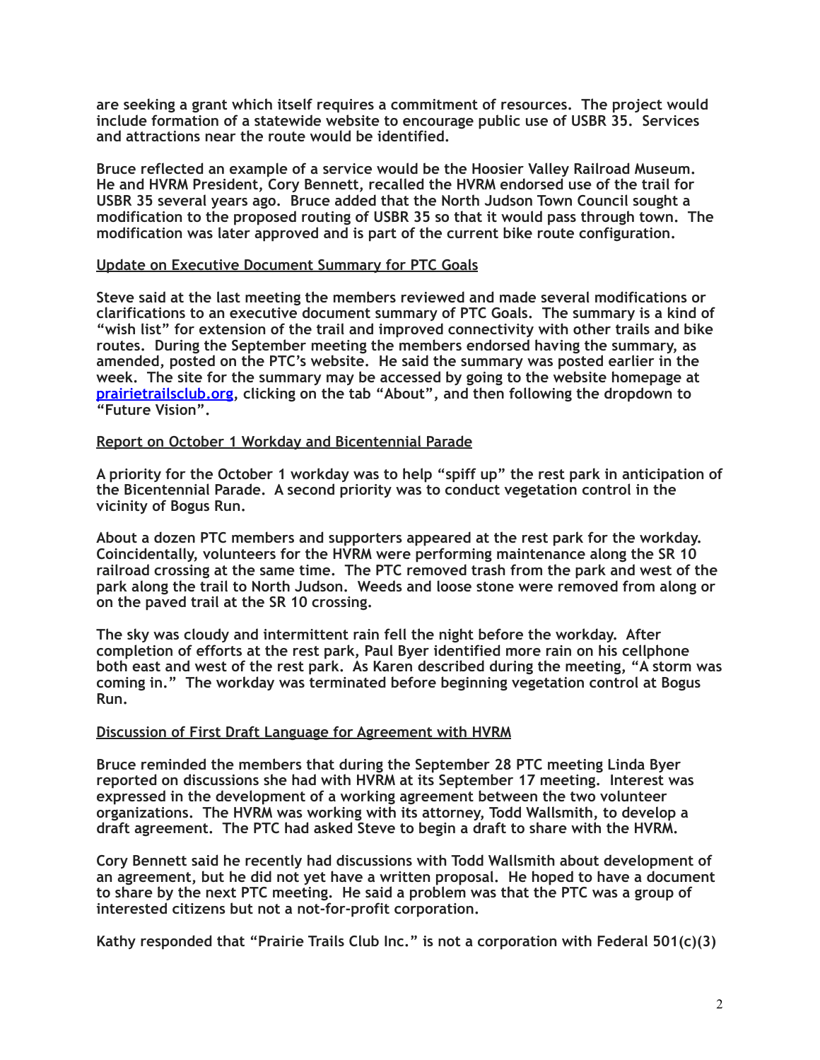**are seeking a grant which itself requires a commitment of resources. The project would include formation of a statewide website to encourage public use of USBR 35. Services and attractions near the route would be identified.**

**Bruce reflected an example of a service would be the Hoosier Valley Railroad Museum. He and HVRM President, Cory Bennett, recalled the HVRM endorsed use of the trail for USBR 35 several years ago. Bruce added that the North Judson Town Council sought a modification to the proposed routing of USBR 35 so that it would pass through town. The modification was later approved and is part of the current bike route configuration.**

**<u>Update on Executive Document Summary for PTC Goals</u>**

**Steve said at the last meeting the members reviewed and made several modifications or clarifications to an executive document summary of PTC Goals. The summary is a kind of "wish list" for extension of the trail and improved connectivity with other trails and bike routes. During the September meeting the members endorsed having the summary, as amended, posted on the PTC's website. He said the summary was posted earlier in the week. The site for the summary may be accessed by going to the website homepage at [prairietrailsclub.org](prairietrailsclub.org), clicking on the tab "About", and then following the dropdown to "Future Vision".**

**<u>Report on October 1 Workday and Bicentennial Parade</u>**

**A priority for the October 1 workday was to help "spiff up" the rest park in anticipation of the Bicentennial Parade. A second priority was to conduct vegetation control in the vicinity of Bogus Run.**

**About a dozen PTC members and supporters appeared at the rest park for the workday. Coincidentally, volunteers for the HVRM were performing maintenance along the SR 10 railroad crossing at the same time. The PTC removed trash from the park and west of the park along the trail to North Judson. Weeds and loose stone were removed from along or on the paved trail at the SR 10 crossing.**

**The sky was cloudy and intermittent rain fell the night before the workday. After completion of efforts at the rest park, Paul Byer identified more rain on his cellphone both east and west of the rest park. As Karen described during the meeting, "A storm was coming in." The workday was terminated before beginning vegetation control at Bogus Run.**

**<u>Discussion of First Draft Language for Agreement with HVRM</u>**

**Bruce reminded the members that during the September 28 PTC meeting Linda Byer reported on discussions she had with HVRM at its September 17 meeting. Interest was expressed in the development of a working agreement between the two volunteer organizations. The HVRM was working with its attorney, Todd Wallsmith, to develop a draft agreement. The PTC had asked Steve to begin a draft to share with the HVRM.**

**Cory Bennett said he recently had discussions with Todd Wallsmith about development of an agreement, but he did not yet have a written proposal. He hoped to have a document to share by the next PTC meeting. He said a problem was that the PTC was a group of interested citizens but not a not-for-profit corporation.**

**Kathy responded that "Prairie Trails Club Inc." is not a corporation with Federal 501(c)(3)**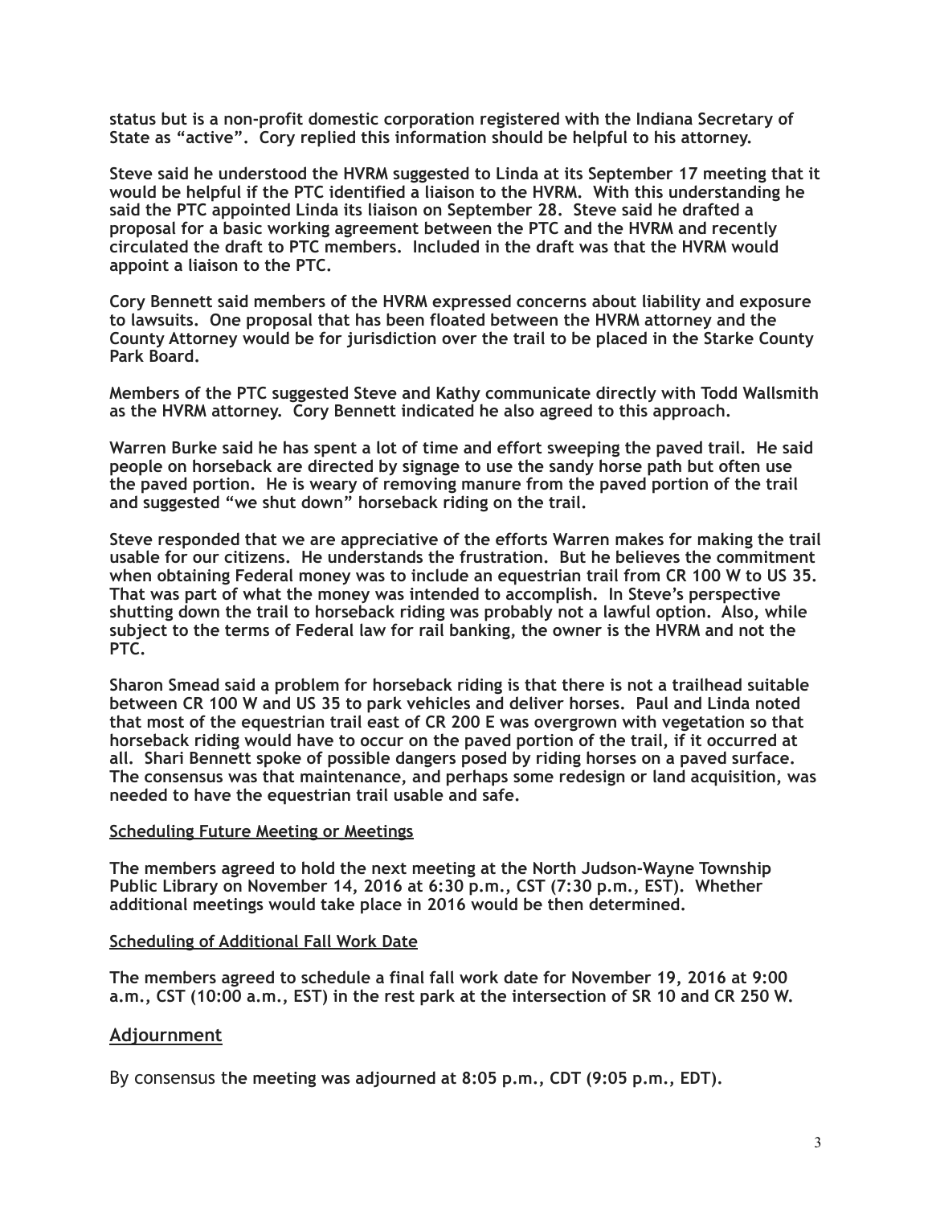**status but is a non-profit domestic corporation registered with the Indiana Secretary of State as "active". Cory replied this information should be helpful to his attorney.**

**Steve said he understood the HVRM suggested to Linda at its September 17 meeting that it would be helpful if the PTC identified a liaison to the HVRM. With this understanding he said the PTC appointed Linda its liaison on September 28. Steve said he drafted a proposal for a basic working agreement between the PTC and the HVRM and recently circulated the draft to PTC members. Included in the draft was that the HVRM would appoint a liaison to the PTC.**

**Cory Bennett said members of the HVRM expressed concerns about liability and exposure to lawsuits. One proposal that has been floated between the HVRM attorney and the County Attorney would be for jurisdiction over the trail to be placed in the Starke County Park Board.**

**Members of the PTC suggested Steve and Kathy communicate directly with Todd Wallsmith as the HVRM attorney. Cory Bennett indicated he also agreed to this approach.**

**Warren Burke said he has spent a lot of time and effort sweeping the paved trail. He said people on horseback are directed by signage to use the sandy horse path but often use the paved portion. He is weary of removing manure from the paved portion of the trail and suggested "we shut down" horseback riding on the trail.**

**Steve responded that we are appreciative of the efforts Warren makes for making the trail usable for our citizens. He understands the frustration. But he believes the commitment when obtaining Federal money was to include an equestrian trail from CR 100 W to US 35. That was part of what the money was intended to accomplish. In Steve's perspective shutting down the trail to horseback riding was probably not a lawful option. Also, while subject to the terms of Federal law for rail banking, the owner is the HVRM and not the PTC.**

**Sharon Smead said a problem for horseback riding is that there is not a trailhead suitable between CR 100 W and US 35 to park vehicles and deliver horses. Paul and Linda noted that most of the equestrian trail east of CR 200 E was overgrown with vegetation so that horseback riding would have to occur on the paved portion of the trail, if it occurred at all. Shari Bennett spoke of possible dangers posed by riding horses on a paved surface. The consensus was that maintenance, and perhaps some redesign or land acquisition, was needed to have the equestrian trail usable and safe.**

**Scheduling Future Meeting or Meetings**

**The members agreed to hold the next meeting at the North Judson-Wayne Township Public Library on November 14, 2016 at 6:30 p.m., CST (7:30 p.m., EST). Whether additional meetings would take place in 2016 would be then determined.**

**Scheduling of Additional Fall Work Date**

**The members agreed to schedule a final fall work date for November 19, 2016 at 9:00 a.m., CST (10:00 a.m., EST) in the rest park at the intersection of SR 10 and CR 250 W.**

## Adjournment

By consensus t**he meeting was adjourned at 8:05 p.m., CDT (9:05 p.m., EDT).**